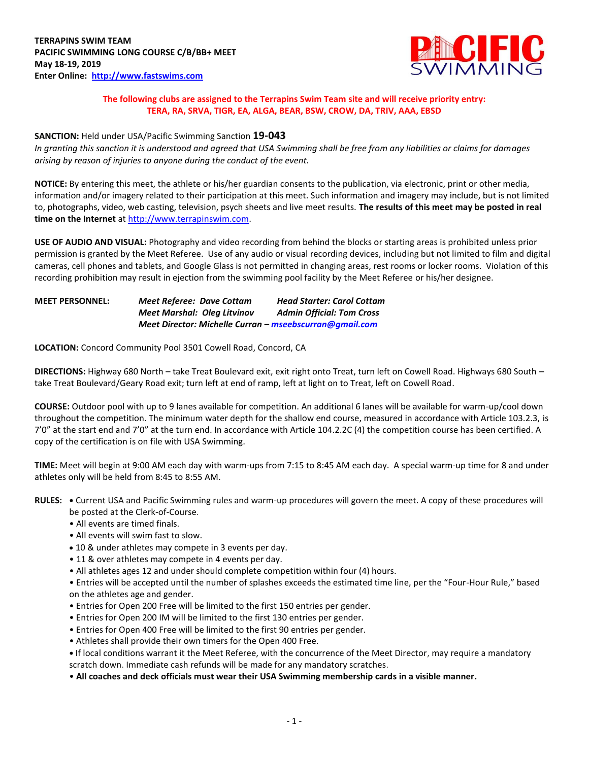**TERRAPINS SWIM TEAM**
**PACIFIC SWIMMING LONG COURSE C/B/BB+ MEET**
**May 18-19, 2019**
**Enter Online: [http://www.fastswims.com](http://www.fastswims.com)**

**The following clubs are assigned to the Terrapins Swim Team site and will receive priority entry: TERA, RA, SRVA, TIGR, EA, ALGA, BEAR, BSW, CROW, DA, TRIV, AAA, EBSD**

**SANCTION:** Held under USA/Pacific Swimming Sanction **19-043**
*In granting this sanction it is understood and agreed that USA Swimming shall be free from any liabilities or claims for damages arising by reason of injuries to anyone during the conduct of the event.*

**NOTICE:** By entering this meet, the athlete or his/her guardian consents to the publication, via electronic, print or other media, information and/or imagery related to their participation at this meet. Such information and imagery may include, but is not limited to, photographs, video, web casting, television, psych sheets and live meet results. **The results of this meet may be posted in real time on the Internet** at [http://www.terrapinswim.com](http://www.terrapinswim.com).

**USE OF AUDIO AND VISUAL:** Photography and video recording from behind the blocks or starting areas is prohibited unless prior permission is granted by the Meet Referee. Use of any audio or visual recording devices, including but not limited to film and digital cameras, cell phones and tablets, and Google Glass is not permitted in changing areas, rest rooms or locker rooms. Violation of this recording prohibition may result in ejection from the swimming pool facility by the Meet Referee or his/her designee.

**MEET PERSONNEL:**
***Meet Referee: Dave Cottam*** — ***Head Starter: Carol Cottam***
***Meet Marshal: Oleg Litvinov*** — ***Admin Official: Tom Cross***
***Meet Director: Michelle Curran – [mseebscurran@gmail.com](mailto:mseebscurran@gmail.com)***

**LOCATION:** Concord Community Pool 3501 Cowell Road, Concord, CA

**DIRECTIONS:** Highway 680 North – take Treat Boulevard exit, exit right onto Treat, turn left on Cowell Road. Highways 680 South – take Treat Boulevard/Geary Road exit; turn left at end of ramp, left at light on to Treat, left on Cowell Road.

**COURSE:** Outdoor pool with up to 9 lanes available for competition. An additional 6 lanes will be available for warm-up/cool down throughout the competition. The minimum water depth for the shallow end course, measured in accordance with Article 103.2.3, is 7'0" at the start end and 7'0" at the turn end. In accordance with Article 104.2.2C (4) the competition course has been certified. A copy of the certification is on file with USA Swimming.

**TIME:** Meet will begin at 9:00 AM each day with warm-ups from 7:15 to 8:45 AM each day. A special warm-up time for 8 and under athletes only will be held from 8:45 to 8:55 AM.

**RULES:**
- Current USA and Pacific Swimming rules and warm-up procedures will govern the meet. A copy of these procedures will be posted at the Clerk-of-Course.
- All events are timed finals.
- All events will swim fast to slow.
- 10 & under athletes may compete in 3 events per day.
- 11 & over athletes may compete in 4 events per day.
- All athletes ages 12 and under should complete competition within four (4) hours.
- Entries will be accepted until the number of splashes exceeds the estimated time line, per the "Four-Hour Rule," based on the athletes age and gender.
- Entries for Open 200 Free will be limited to the first 150 entries per gender.
- Entries for Open 200 IM will be limited to the first 130 entries per gender.
- Entries for Open 400 Free will be limited to the first 90 entries per gender.
- Athletes shall provide their own timers for the Open 400 Free.
- If local conditions warrant it the Meet Referee, with the concurrence of the Meet Director, may require a mandatory scratch down. Immediate cash refunds will be made for any mandatory scratches.
- **All coaches and deck officials must wear their USA Swimming membership cards in a visible manner.**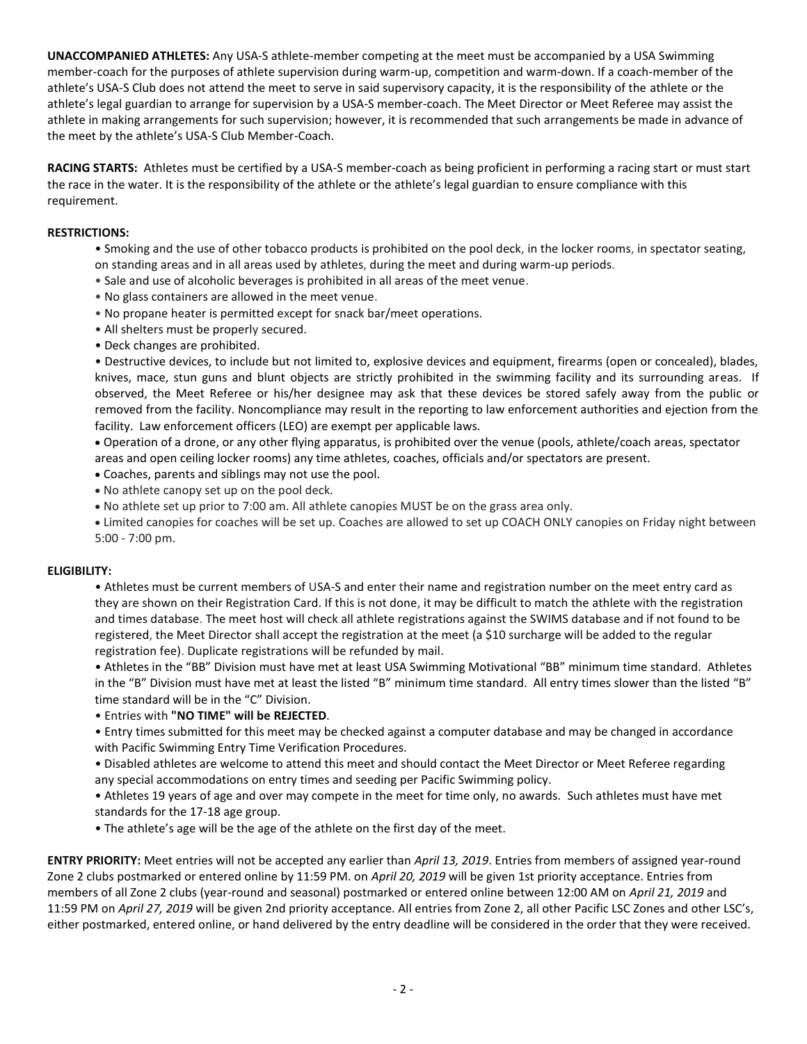**UNACCOMPANIED ATHLETES:** Any USA-S athlete-member competing at the meet must be accompanied by a USA Swimming member-coach for the purposes of athlete supervision during warm-up, competition and warm-down. If a coach-member of the athlete's USA-S Club does not attend the meet to serve in said supervisory capacity, it is the responsibility of the athlete or the athlete's legal guardian to arrange for supervision by a USA-S member-coach. The Meet Director or Meet Referee may assist the athlete in making arrangements for such supervision; however, it is recommended that such arrangements be made in advance of the meet by the athlete's USA-S Club Member-Coach.

**RACING STARTS:** Athletes must be certified by a USA-S member-coach as being proficient in performing a racing start or must start the race in the water. It is the responsibility of the athlete or the athlete's legal guardian to ensure compliance with this requirement.

**RESTRICTIONS:**

- Smoking and the use of other tobacco products is prohibited on the pool deck, in the locker rooms, in spectator seating, on standing areas and in all areas used by athletes, during the meet and during warm-up periods.
- Sale and use of alcoholic beverages is prohibited in all areas of the meet venue.
- No glass containers are allowed in the meet venue.
- No propane heater is permitted except for snack bar/meet operations.
- All shelters must be properly secured.
- Deck changes are prohibited.
- Destructive devices, to include but not limited to, explosive devices and equipment, firearms (open or concealed), blades, knives, mace, stun guns and blunt objects are strictly prohibited in the swimming facility and its surrounding areas. If observed, the Meet Referee or his/her designee may ask that these devices be stored safely away from the public or removed from the facility. Noncompliance may result in the reporting to law enforcement authorities and ejection from the facility. Law enforcement officers (LEO) are exempt per applicable laws.
- Operation of a drone, or any other flying apparatus, is prohibited over the venue (pools, athlete/coach areas, spectator areas and open ceiling locker rooms) any time athletes, coaches, officials and/or spectators are present.
- Coaches, parents and siblings may not use the pool.
- No athlete canopy set up on the pool deck.
- No athlete set up prior to 7:00 am. All athlete canopies MUST be on the grass area only.
- Limited canopies for coaches will be set up. Coaches are allowed to set up COACH ONLY canopies on Friday night between 5:00 - 7:00 pm.

**ELIGIBILITY:**

- Athletes must be current members of USA-S and enter their name and registration number on the meet entry card as they are shown on their Registration Card. If this is not done, it may be difficult to match the athlete with the registration and times database. The meet host will check all athlete registrations against the SWIMS database and if not found to be registered, the Meet Director shall accept the registration at the meet (a $10 surcharge will be added to the regular registration fee). Duplicate registrations will be refunded by mail.
- Athletes in the "BB" Division must have met at least USA Swimming Motivational "BB" minimum time standard. Athletes in the "B" Division must have met at least the listed "B" minimum time standard. All entry times slower than the listed "B" time standard will be in the "C" Division.
- Entries with **"NO TIME" will be REJECTED**.
- Entry times submitted for this meet may be checked against a computer database and may be changed in accordance with Pacific Swimming Entry Time Verification Procedures.
- Disabled athletes are welcome to attend this meet and should contact the Meet Director or Meet Referee regarding any special accommodations on entry times and seeding per Pacific Swimming policy.
- Athletes 19 years of age and over may compete in the meet for time only, no awards. Such athletes must have met standards for the 17-18 age group.
- The athlete's age will be the age of the athlete on the first day of the meet.

**ENTRY PRIORITY:** Meet entries will not be accepted any earlier than *April 13, 2019*. Entries from members of assigned year-round Zone 2 clubs postmarked or entered online by 11:59 PM. on *April 20, 2019* will be given 1st priority acceptance. Entries from members of all Zone 2 clubs (year-round and seasonal) postmarked or entered online between 12:00 AM on *April 21, 2019* and 11:59 PM on *April 27, 2019* will be given 2nd priority acceptance. All entries from Zone 2, all other Pacific LSC Zones and other LSC's, either postmarked, entered online, or hand delivered by the entry deadline will be considered in the order that they were received.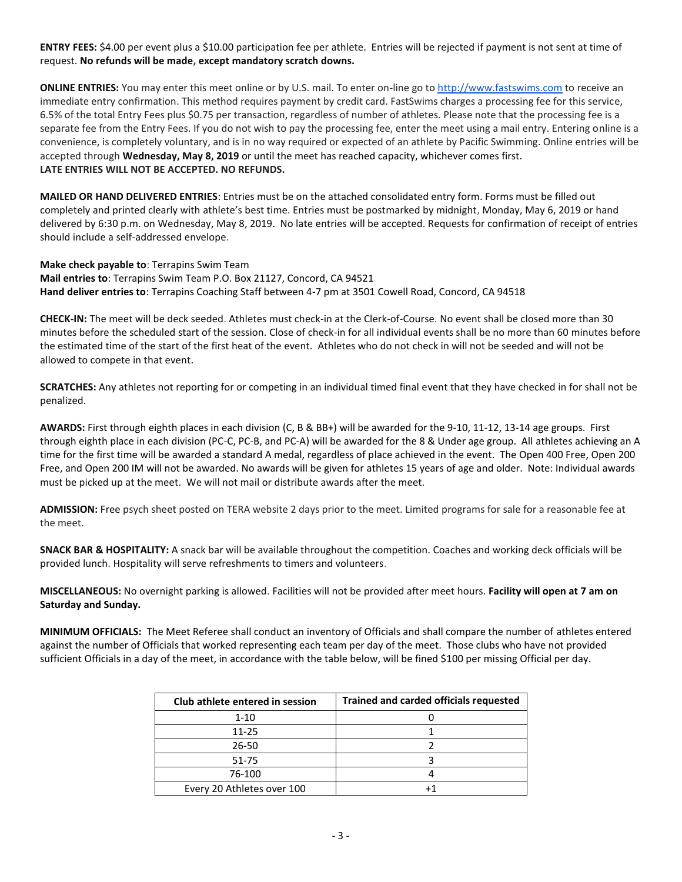**ENTRY FEES:** $4.00 per event plus a $10.00 participation fee per athlete. Entries will be rejected if payment is not sent at time of request. **No refunds will be made, except mandatory scratch downs.**

**ONLINE ENTRIES:** You may enter this meet online or by U.S. mail. To enter on-line go to http://www.fastswims.com to receive an immediate entry confirmation. This method requires payment by credit card. FastSwims charges a processing fee for this service, 6.5% of the total Entry Fees plus $0.75 per transaction, regardless of number of athletes. Please note that the processing fee is a separate fee from the Entry Fees. If you do not wish to pay the processing fee, enter the meet using a mail entry. Entering online is a convenience, is completely voluntary, and is in no way required or expected of an athlete by Pacific Swimming. Online entries will be accepted through **Wednesday, May 8, 2019** or until the meet has reached capacity, whichever comes first.
**LATE ENTRIES WILL NOT BE ACCEPTED. NO REFUNDS.**

**MAILED OR HAND DELIVERED ENTRIES**: Entries must be on the attached consolidated entry form. Forms must be filled out completely and printed clearly with athlete's best time. Entries must be postmarked by midnight, Monday, May 6, 2019 or hand delivered by 6:30 p.m. on Wednesday, May 8, 2019. No late entries will be accepted. Requests for confirmation of receipt of entries should include a self-addressed envelope.

**Make check payable to**: Terrapins Swim Team
**Mail entries to**: Terrapins Swim Team P.O. Box 21127, Concord, CA 94521
**Hand deliver entries to**: Terrapins Coaching Staff between 4-7 pm at 3501 Cowell Road, Concord, CA 94518

**CHECK-IN:** The meet will be deck seeded. Athletes must check-in at the Clerk-of-Course. No event shall be closed more than 30 minutes before the scheduled start of the session. Close of check-in for all individual events shall be no more than 60 minutes before the estimated time of the start of the first heat of the event. Athletes who do not check in will not be seeded and will not be allowed to compete in that event.

**SCRATCHES:** Any athletes not reporting for or competing in an individual timed final event that they have checked in for shall not be penalized.

**AWARDS:** First through eighth places in each division (C, B & BB+) will be awarded for the 9-10, 11-12, 13-14 age groups. First through eighth place in each division (PC-C, PC-B, and PC-A) will be awarded for the 8 & Under age group. All athletes achieving an A time for the first time will be awarded a standard A medal, regardless of place achieved in the event. The Open 400 Free, Open 200 Free, and Open 200 IM will not be awarded. No awards will be given for athletes 15 years of age and older. Note: Individual awards must be picked up at the meet. We will not mail or distribute awards after the meet.

**ADMISSION:** Free psych sheet posted on TERA website 2 days prior to the meet. Limited programs for sale for a reasonable fee at the meet.

**SNACK BAR & HOSPITALITY:** A snack bar will be available throughout the competition. Coaches and working deck officials will be provided lunch. Hospitality will serve refreshments to timers and volunteers.

**MISCELLANEOUS:** No overnight parking is allowed. Facilities will not be provided after meet hours. **Facility will open at 7 am on Saturday and Sunday.**

**MINIMUM OFFICIALS:** The Meet Referee shall conduct an inventory of Officials and shall compare the number of athletes entered against the number of Officials that worked representing each team per day of the meet. Those clubs who have not provided sufficient Officials in a day of the meet, in accordance with the table below, will be fined $100 per missing Official per day.

| Club athlete entered in session | Trained and carded officials requested |
|---|---|
| 1-10 | 0 |
| 11-25 | 1 |
| 26-50 | 2 |
| 51-75 | 3 |
| 76-100 | 4 |
| Every 20 Athletes over 100 | +1 |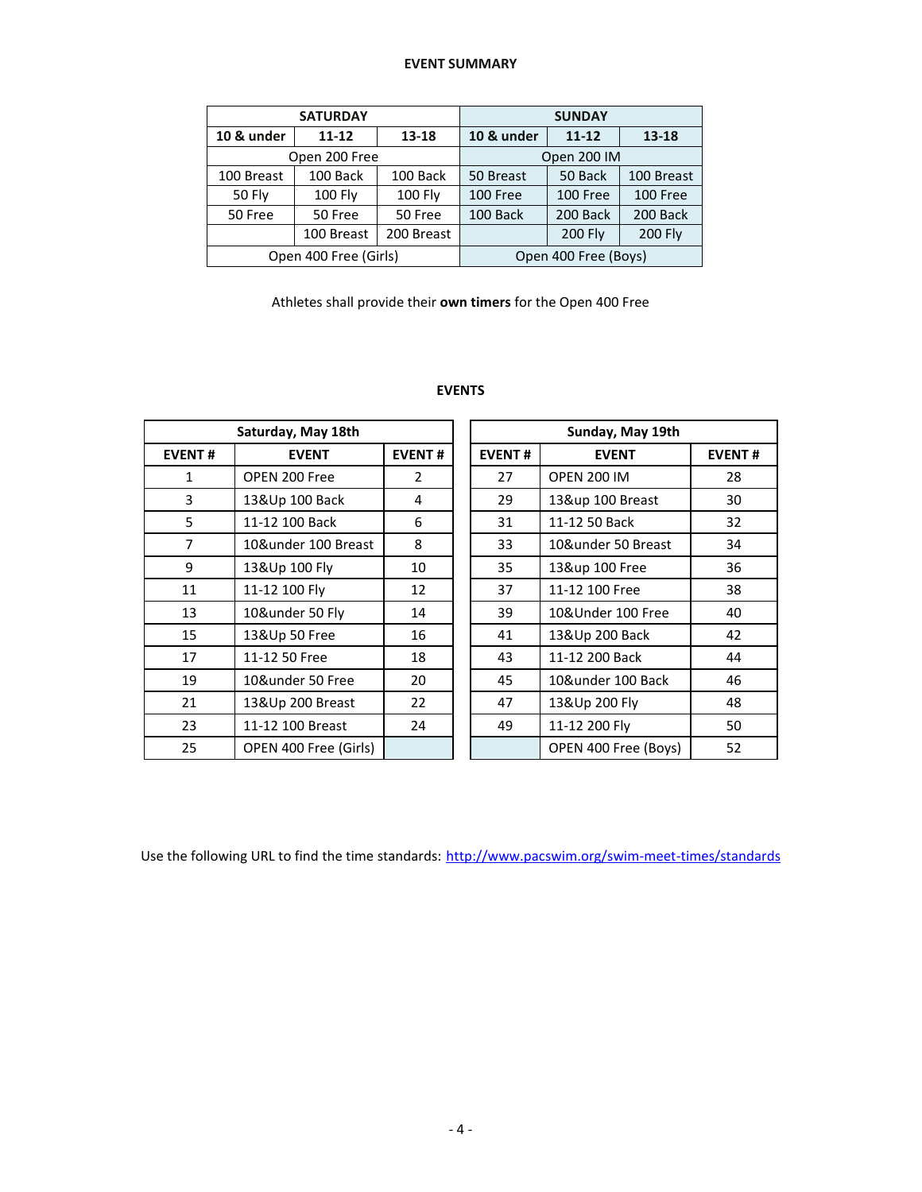## EVENT SUMMARY

| SATURDAY | | | SUNDAY | | |
|---|---|---|---|---|---|
| 10 & under | 11-12 | 13-18 | 10 & under | 11-12 | 13-18 |
| Open 200 Free | | | Open 200 IM | | |
| 100 Breast | 100 Back | 100 Back | 50 Breast | 50 Back | 100 Breast |
| 50 Fly | 100 Fly | 100 Fly | 100 Free | 100 Free | 100 Free |
| 50 Free | 50 Free | 50 Free | 100 Back | 200 Back | 200 Back |
| | 100 Breast | 200 Breast | | 200 Fly | 200 Fly |
| Open 400 Free (Girls) | | | Open 400 Free (Boys) | | |

Athletes shall provide their **own timers** for the Open 400 Free

## EVENTS

| Saturday, May 18th | | |
|---|---|---|
| **EVENT #** | **EVENT** | **EVENT #** |
| 1 | OPEN 200 Free | 2 |
| 3 | 13&Up 100 Back | 4 |
| 5 | 11-12 100 Back | 6 |
| 7 | 10&under 100 Breast | 8 |
| 9 | 13&Up 100 Fly | 10 |
| 11 | 11-12 100 Fly | 12 |
| 13 | 10&under 50 Fly | 14 |
| 15 | 13&Up 50 Free | 16 |
| 17 | 11-12 50 Free | 18 |
| 19 | 10&under 50 Free | 20 |
| 21 | 13&Up 200 Breast | 22 |
| 23 | 11-12 100 Breast | 24 |
| 25 | OPEN 400 Free (Girls) | |

| Sunday, May 19th | | |
|---|---|---|
| **EVENT #** | **EVENT** | **EVENT #** |
| 27 | OPEN 200 IM | 28 |
| 29 | 13&up 100 Breast | 30 |
| 31 | 11-12 50 Back | 32 |
| 33 | 10&under 50 Breast | 34 |
| 35 | 13&up 100 Free | 36 |
| 37 | 11-12 100 Free | 38 |
| 39 | 10&Under 100 Free | 40 |
| 41 | 13&Up 200 Back | 42 |
| 43 | 11-12 200 Back | 44 |
| 45 | 10&under 100 Back | 46 |
| 47 | 13&Up 200 Fly | 48 |
| 49 | 11-12 200 Fly | 50 |
| | OPEN 400 Free (Boys) | 52 |

Use the following URL to find the time standards: http://www.pacswim.org/swim-meet-times/standards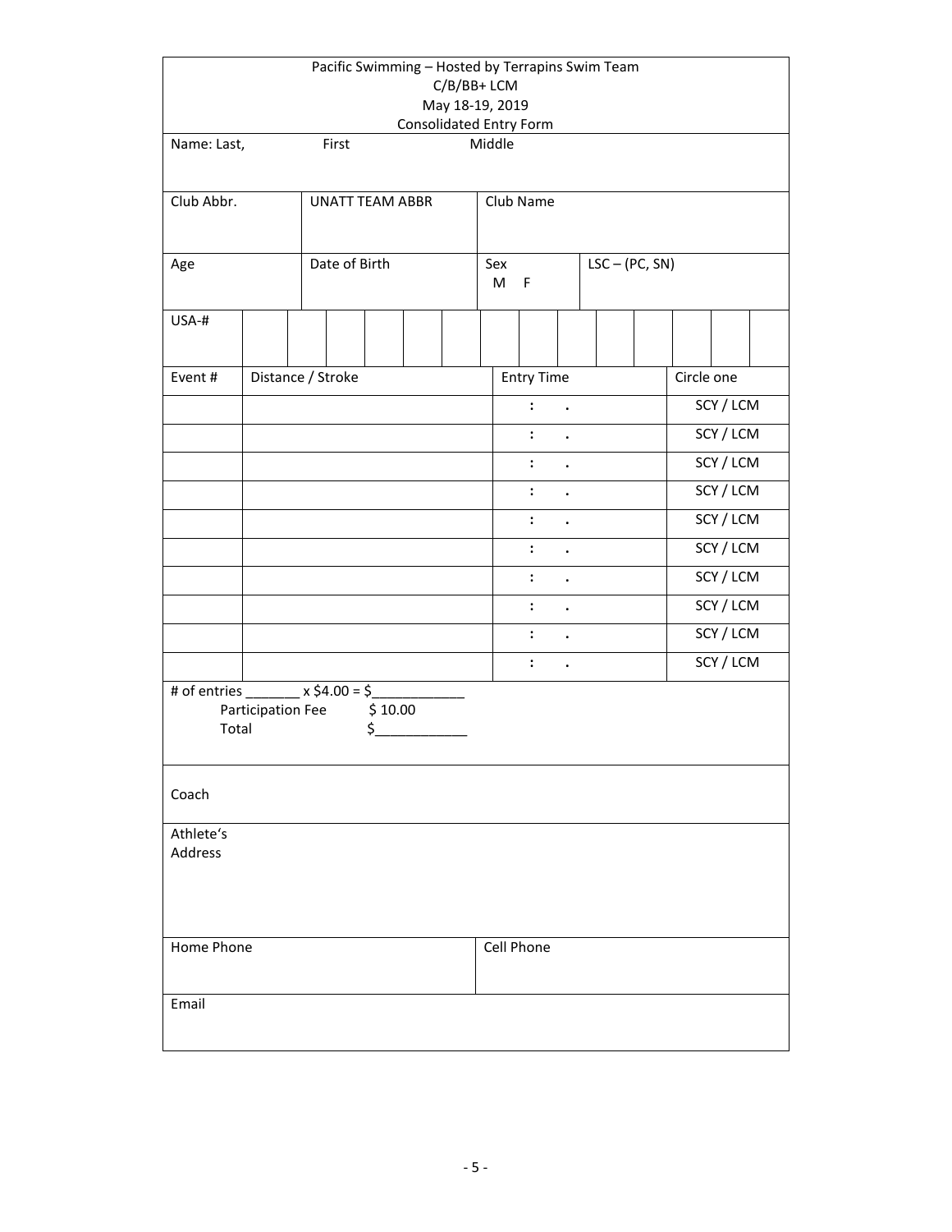Pacific Swimming – Hosted by Terrapins Swim Team
C/B/BB+ LCM
May 18-19, 2019
Consolidated Entry Form

| | | | |
|---|---|---|---|
| Name: Last, | First | Middle | |
| Club Abbr. | UNATT TEAM ABBR | Club Name | |
| Age | Date of Birth | Sex M F | LSC – (PC, SN) |
| USA-# | | | |

| Event # | Distance / Stroke | Entry Time | Circle one |
|---|---|---|---|
| | | : . | SCY / LCM |
| | | : . | SCY / LCM |
| | | : . | SCY / LCM |
| | | : . | SCY / LCM |
| | | : . | SCY / LCM |
| | | : . | SCY / LCM |
| | | : . | SCY / LCM |
| | | : . | SCY / LCM |
| | | : . | SCY / LCM |
| | | : . | SCY / LCM |

# of entries _______ x $4.00 = $____________
Participation Fee $ 10.00
Total $____________

Coach

Athlete's Address

| | |
|---|---|
| Home Phone | Cell Phone |

Email